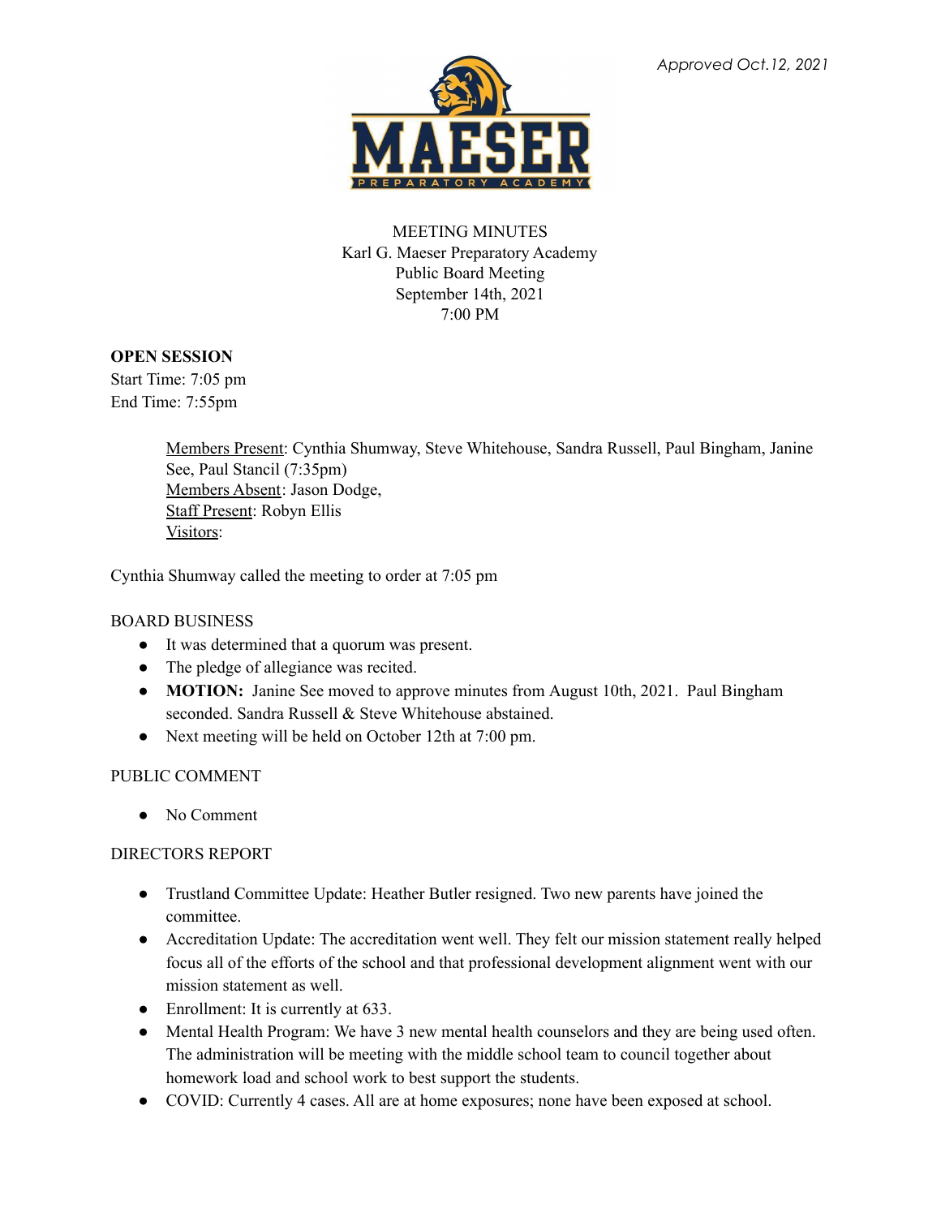*Approved Oct.12, 2021*

MEETING MINUTES
Karl G. Maeser Preparatory Academy
Public Board Meeting
September 14th, 2021
7:00 PM

**OPEN SESSION**
Start Time: 7:05 pm
End Time: 7:55pm

> Members Present: Cynthia Shumway, Steve Whitehouse, Sandra Russell, Paul Bingham, Janine See, Paul Stancil (7:35pm)
> Members Absent: Jason Dodge,
> Staff Present: Robyn Ellis
> Visitors:

Cynthia Shumway called the meeting to order at 7:05 pm

BOARD BUSINESS

- It was determined that a quorum was present.
- The pledge of allegiance was recited.
- **MOTION:** Janine See moved to approve minutes from August 10th, 2021. Paul Bingham seconded. Sandra Russell & Steve Whitehouse abstained.
- Next meeting will be held on October 12th at 7:00 pm.

PUBLIC COMMENT

- No Comment

DIRECTORS REPORT

- Trustland Committee Update: Heather Butler resigned. Two new parents have joined the committee.
- Accreditation Update: The accreditation went well. They felt our mission statement really helped focus all of the efforts of the school and that professional development alignment went with our mission statement as well.
- Enrollment: It is currently at 633.
- Mental Health Program: We have 3 new mental health counselors and they are being used often. The administration will be meeting with the middle school team to council together about homework load and school work to best support the students.
- COVID: Currently 4 cases. All are at home exposures; none have been exposed at school.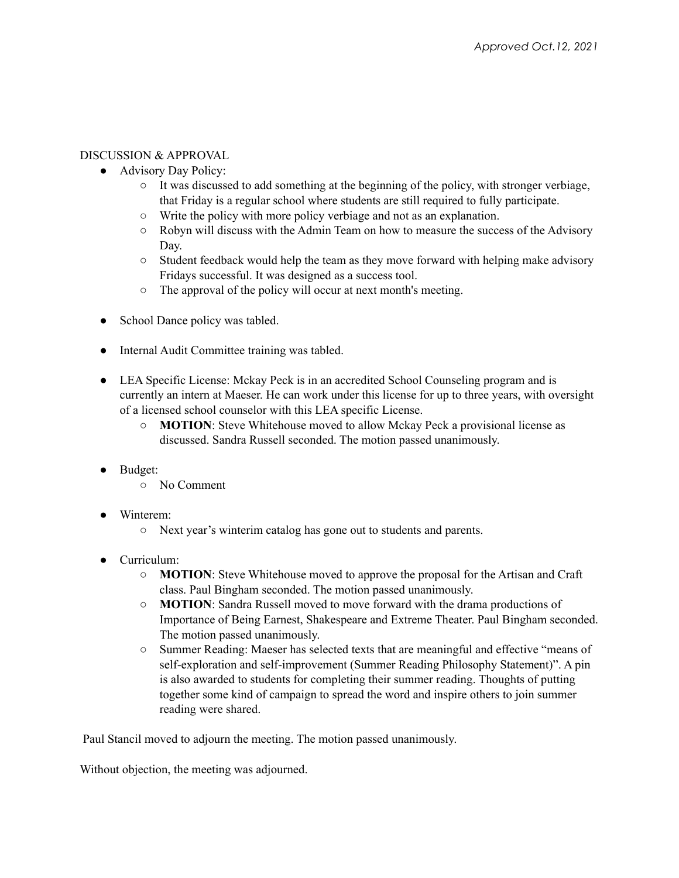*Approved Oct.12, 2021*

DISCUSSION & APPROVAL

- Advisory Day Policy:
    - It was discussed to add something at the beginning of the policy, with stronger verbiage, that Friday is a regular school where students are still required to fully participate.
    - Write the policy with more policy verbiage and not as an explanation.
    - Robyn will discuss with the Admin Team on how to measure the success of the Advisory Day.
    - Student feedback would help the team as they move forward with helping make advisory Fridays successful. It was designed as a success tool.
    - The approval of the policy will occur at next month's meeting.

- School Dance policy was tabled.

- Internal Audit Committee training was tabled.

- LEA Specific License: Mckay Peck is in an accredited School Counseling program and is currently an intern at Maeser. He can work under this license for up to three years, with oversight of a licensed school counselor with this LEA specific License.
    - **MOTION**: Steve Whitehouse moved to allow Mckay Peck a provisional license as discussed. Sandra Russell seconded. The motion passed unanimously.

- Budget:
    - No Comment

- Winterem:
    - Next year's winterim catalog has gone out to students and parents.

- Curriculum:
    - **MOTION**: Steve Whitehouse moved to approve the proposal for the Artisan and Craft class. Paul Bingham seconded. The motion passed unanimously.
    - **MOTION**: Sandra Russell moved to move forward with the drama productions of Importance of Being Earnest, Shakespeare and Extreme Theater. Paul Bingham seconded. The motion passed unanimously.
    - Summer Reading: Maeser has selected texts that are meaningful and effective "means of self-exploration and self-improvement (Summer Reading Philosophy Statement)". A pin is also awarded to students for completing their summer reading. Thoughts of putting together some kind of campaign to spread the word and inspire others to join summer reading were shared.

Paul Stancil moved to adjourn the meeting. The motion passed unanimously.

Without objection, the meeting was adjourned.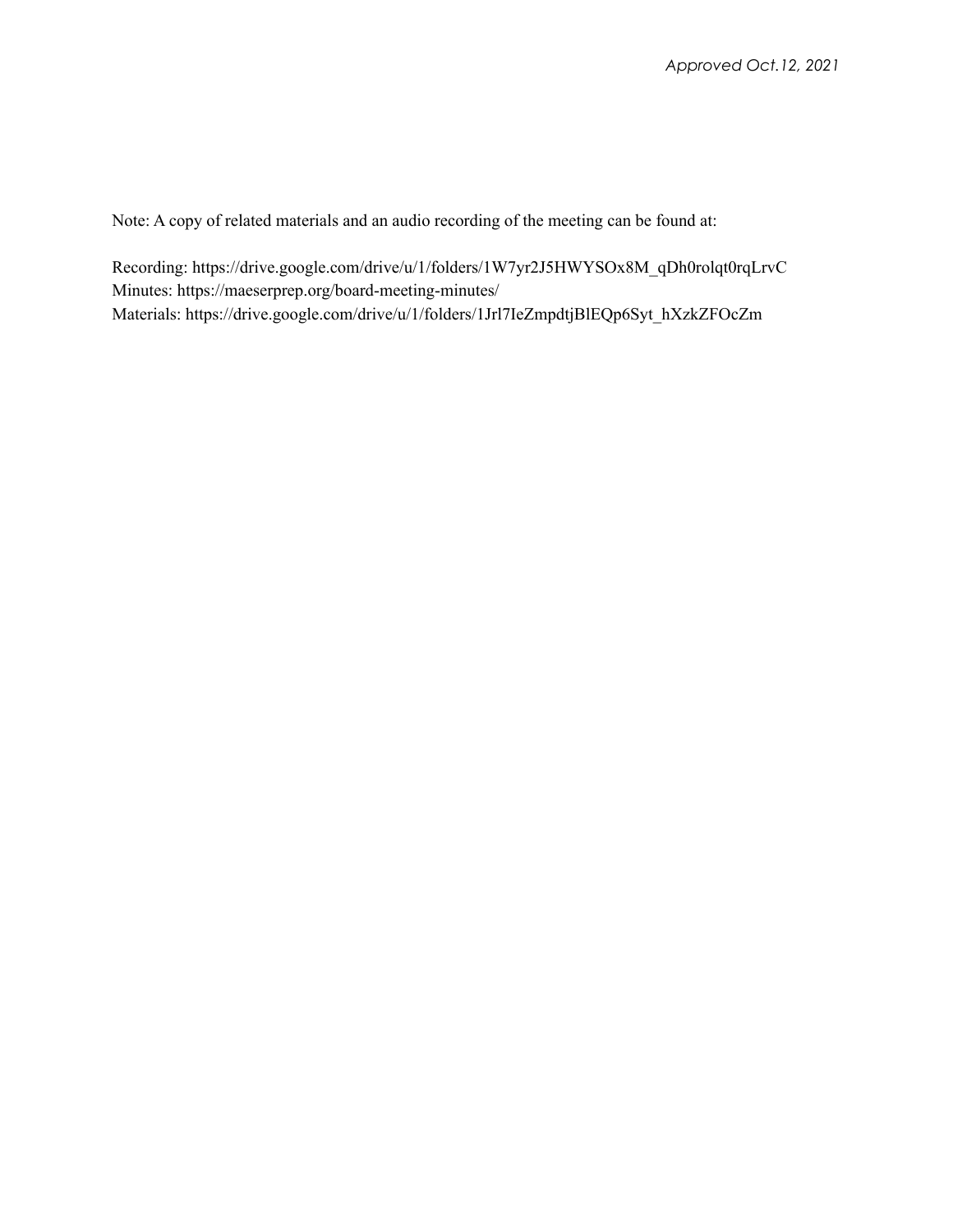*Approved Oct.12, 2021*

Note: A copy of related materials and an audio recording of the meeting can be found at:

Recording: https://drive.google.com/drive/u/1/folders/1W7yr2J5HWYSOx8M_qDh0rolqt0rqLrvC
Minutes: https://maeserprep.org/board-meeting-minutes/
Materials: https://drive.google.com/drive/u/1/folders/1Jrl7IeZmpdtjBlEQp6Syt_hXzkZFOcZm